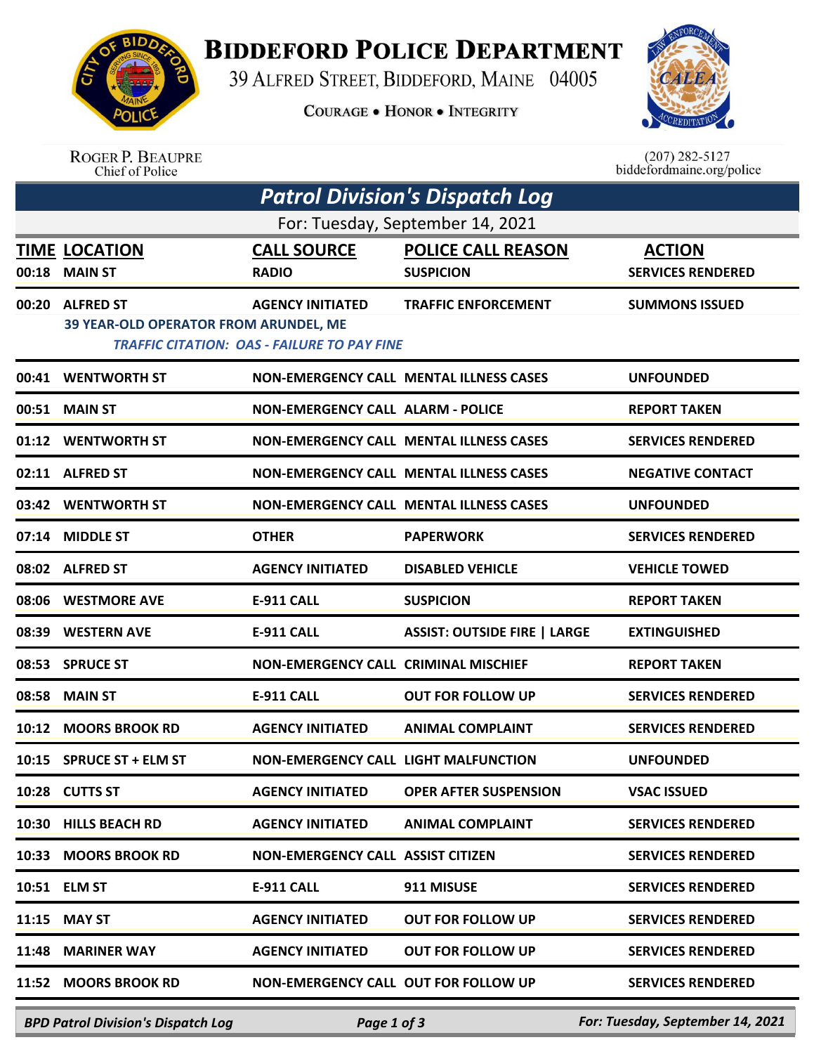# BIDDEFORD POLICE DEPARTMENT

39 ALFRED STREET, BIDDEFORD, MAINE 04005

COURAGE • HONOR • INTEGRITY

ROGER P. BEAUPRE
Chief of Police

(207) 282-5127
biddefordmaine.org/police

## Patrol Division's Dispatch Log

For: Tuesday, September 14, 2021

| TIME | LOCATION | CALL SOURCE | POLICE CALL REASON | ACTION |
|---|---|---|---|---|
| 00:18 | MAIN ST | RADIO | SUSPICION | SERVICES RENDERED |
| 00:20 | ALFRED ST | AGENCY INITIATED | TRAFFIC ENFORCEMENT | SUMMONS ISSUED |
| | 39 YEAR-OLD OPERATOR FROM ARUNDEL, ME<br>*TRAFFIC CITATION: OAS - FAILURE TO PAY FINE* | | | |
| 00:41 | WENTWORTH ST | NON-EMERGENCY CALL | MENTAL ILLNESS CASES | UNFOUNDED |
| 00:51 | MAIN ST | NON-EMERGENCY CALL | ALARM - POLICE | REPORT TAKEN |
| 01:12 | WENTWORTH ST | NON-EMERGENCY CALL | MENTAL ILLNESS CASES | SERVICES RENDERED |
| 02:11 | ALFRED ST | NON-EMERGENCY CALL | MENTAL ILLNESS CASES | NEGATIVE CONTACT |
| 03:42 | WENTWORTH ST | NON-EMERGENCY CALL | MENTAL ILLNESS CASES | UNFOUNDED |
| 07:14 | MIDDLE ST | OTHER | PAPERWORK | SERVICES RENDERED |
| 08:02 | ALFRED ST | AGENCY INITIATED | DISABLED VEHICLE | VEHICLE TOWED |
| 08:06 | WESTMORE AVE | E-911 CALL | SUSPICION | REPORT TAKEN |
| 08:39 | WESTERN AVE | E-911 CALL | ASSIST: OUTSIDE FIRE \| LARGE | EXTINGUISHED |
| 08:53 | SPRUCE ST | NON-EMERGENCY CALL | CRIMINAL MISCHIEF | REPORT TAKEN |
| 08:58 | MAIN ST | E-911 CALL | OUT FOR FOLLOW UP | SERVICES RENDERED |
| 10:12 | MOORS BROOK RD | AGENCY INITIATED | ANIMAL COMPLAINT | SERVICES RENDERED |
| 10:15 | SPRUCE ST + ELM ST | NON-EMERGENCY CALL | LIGHT MALFUNCTION | UNFOUNDED |
| 10:28 | CUTTS ST | AGENCY INITIATED | OPER AFTER SUSPENSION | VSAC ISSUED |
| 10:30 | HILLS BEACH RD | AGENCY INITIATED | ANIMAL COMPLAINT | SERVICES RENDERED |
| 10:33 | MOORS BROOK RD | NON-EMERGENCY CALL | ASSIST CITIZEN | SERVICES RENDERED |
| 10:51 | ELM ST | E-911 CALL | 911 MISUSE | SERVICES RENDERED |
| 11:15 | MAY ST | AGENCY INITIATED | OUT FOR FOLLOW UP | SERVICES RENDERED |
| 11:48 | MARINER WAY | AGENCY INITIATED | OUT FOR FOLLOW UP | SERVICES RENDERED |
| 11:52 | MOORS BROOK RD | NON-EMERGENCY CALL | OUT FOR FOLLOW UP | SERVICES RENDERED |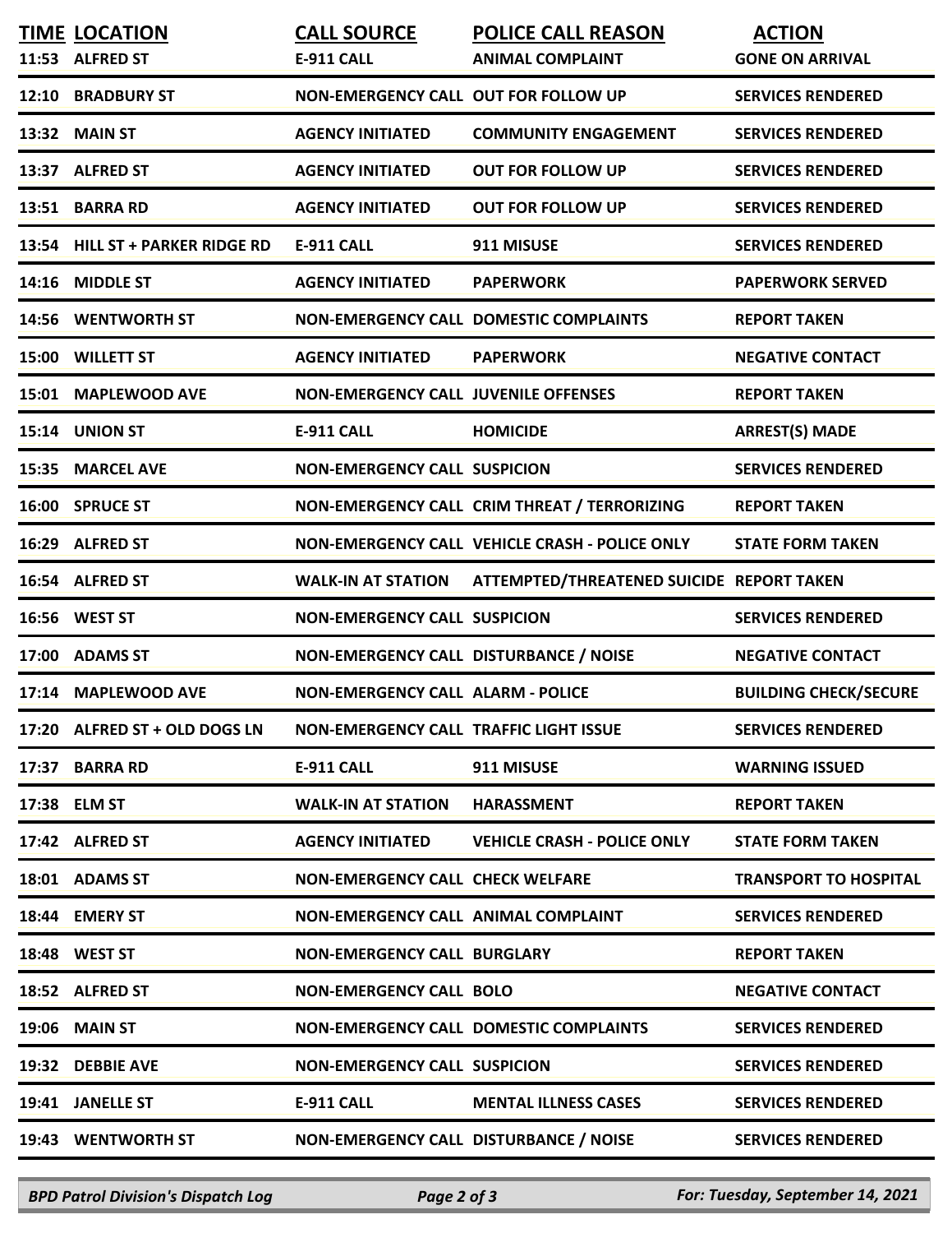| TIME | LOCATION | CALL SOURCE | POLICE CALL REASON | ACTION |
|---|---|---|---|---|
| 11:53 | ALFRED ST | E-911 CALL | ANIMAL COMPLAINT | GONE ON ARRIVAL |
| 12:10 | BRADBURY ST | NON-EMERGENCY CALL | OUT FOR FOLLOW UP | SERVICES RENDERED |
| 13:32 | MAIN ST | AGENCY INITIATED | COMMUNITY ENGAGEMENT | SERVICES RENDERED |
| 13:37 | ALFRED ST | AGENCY INITIATED | OUT FOR FOLLOW UP | SERVICES RENDERED |
| 13:51 | BARRA RD | AGENCY INITIATED | OUT FOR FOLLOW UP | SERVICES RENDERED |
| 13:54 | HILL ST + PARKER RIDGE RD | E-911 CALL | 911 MISUSE | SERVICES RENDERED |
| 14:16 | MIDDLE ST | AGENCY INITIATED | PAPERWORK | PAPERWORK SERVED |
| 14:56 | WENTWORTH ST | NON-EMERGENCY CALL | DOMESTIC COMPLAINTS | REPORT TAKEN |
| 15:00 | WILLETT ST | AGENCY INITIATED | PAPERWORK | NEGATIVE CONTACT |
| 15:01 | MAPLEWOOD AVE | NON-EMERGENCY CALL | JUVENILE OFFENSES | REPORT TAKEN |
| 15:14 | UNION ST | E-911 CALL | HOMICIDE | ARREST(S) MADE |
| 15:35 | MARCEL AVE | NON-EMERGENCY CALL | SUSPICION | SERVICES RENDERED |
| 16:00 | SPRUCE ST | NON-EMERGENCY CALL | CRIM THREAT / TERRORIZING | REPORT TAKEN |
| 16:29 | ALFRED ST | NON-EMERGENCY CALL | VEHICLE CRASH - POLICE ONLY | STATE FORM TAKEN |
| 16:54 | ALFRED ST | WALK-IN AT STATION | ATTEMPTED/THREATENED SUICIDE | REPORT TAKEN |
| 16:56 | WEST ST | NON-EMERGENCY CALL | SUSPICION | SERVICES RENDERED |
| 17:00 | ADAMS ST | NON-EMERGENCY CALL | DISTURBANCE / NOISE | NEGATIVE CONTACT |
| 17:14 | MAPLEWOOD AVE | NON-EMERGENCY CALL | ALARM - POLICE | BUILDING CHECK/SECURE |
| 17:20 | ALFRED ST + OLD DOGS LN | NON-EMERGENCY CALL | TRAFFIC LIGHT ISSUE | SERVICES RENDERED |
| 17:37 | BARRA RD | E-911 CALL | 911 MISUSE | WARNING ISSUED |
| 17:38 | ELM ST | WALK-IN AT STATION | HARASSMENT | REPORT TAKEN |
| 17:42 | ALFRED ST | AGENCY INITIATED | VEHICLE CRASH - POLICE ONLY | STATE FORM TAKEN |
| 18:01 | ADAMS ST | NON-EMERGENCY CALL | CHECK WELFARE | TRANSPORT TO HOSPITAL |
| 18:44 | EMERY ST | NON-EMERGENCY CALL | ANIMAL COMPLAINT | SERVICES RENDERED |
| 18:48 | WEST ST | NON-EMERGENCY CALL | BURGLARY | REPORT TAKEN |
| 18:52 | ALFRED ST | NON-EMERGENCY CALL | BOLO | NEGATIVE CONTACT |
| 19:06 | MAIN ST | NON-EMERGENCY CALL | DOMESTIC COMPLAINTS | SERVICES RENDERED |
| 19:32 | DEBBIE AVE | NON-EMERGENCY CALL | SUSPICION | SERVICES RENDERED |
| 19:41 | JANELLE ST | E-911 CALL | MENTAL ILLNESS CASES | SERVICES RENDERED |
| 19:43 | WENTWORTH ST | NON-EMERGENCY CALL | DISTURBANCE / NOISE | SERVICES RENDERED |

*BPD Patrol Division's Dispatch Log* — *For: Tuesday, September 14, 2021*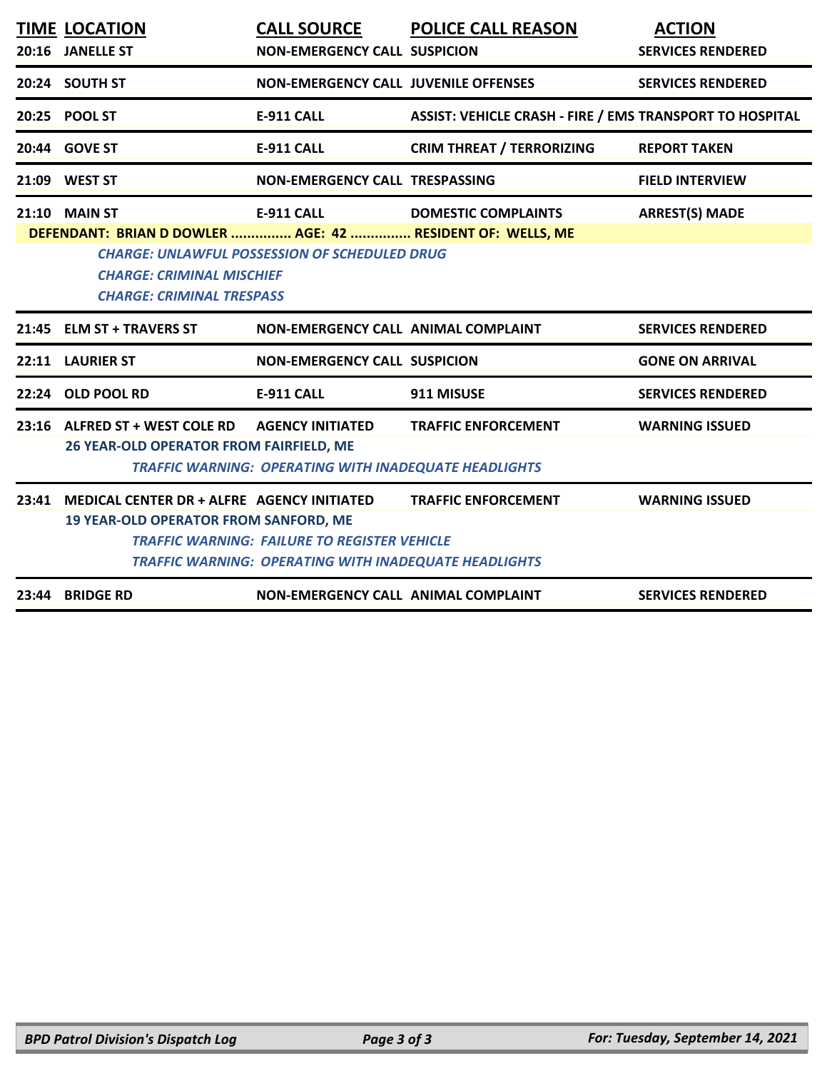| TIME | LOCATION | CALL SOURCE | POLICE CALL REASON | ACTION |
|---|---|---|---|---|
| 20:16 | JANELLE ST | NON-EMERGENCY CALL | SUSPICION | SERVICES RENDERED |
| 20:24 | SOUTH ST | NON-EMERGENCY CALL | JUVENILE OFFENSES | SERVICES RENDERED |
| 20:25 | POOL ST | E-911 CALL | ASSIST: VEHICLE CRASH - FIRE / EMS | TRANSPORT TO HOSPITAL |
| 20:44 | GOVE ST | E-911 CALL | CRIM THREAT / TERRORIZING | REPORT TAKEN |
| 21:09 | WEST ST | NON-EMERGENCY CALL | TRESPASSING | FIELD INTERVIEW |
| 21:10 | MAIN ST | E-911 CALL | DOMESTIC COMPLAINTS | ARREST(S) MADE |
| | DEFENDANT: BRIAN D DOWLER ............... AGE: 42 ............... RESIDENT OF: WELLS, ME | | | |
| | *CHARGE: UNLAWFUL POSSESSION OF SCHEDULED DRUG* | | | |
| | *CHARGE: CRIMINAL MISCHIEF* | | | |
| | *CHARGE: CRIMINAL TRESPASS* | | | |
| 21:45 | ELM ST + TRAVERS ST | NON-EMERGENCY CALL | ANIMAL COMPLAINT | SERVICES RENDERED |
| 22:11 | LAURIER ST | NON-EMERGENCY CALL | SUSPICION | GONE ON ARRIVAL |
| 22:24 | OLD POOL RD | E-911 CALL | 911 MISUSE | SERVICES RENDERED |
| 23:16 | ALFRED ST + WEST COLE RD | AGENCY INITIATED | TRAFFIC ENFORCEMENT | WARNING ISSUED |
| | 26 YEAR-OLD OPERATOR FROM FAIRFIELD, ME | | | |
| | *TRAFFIC WARNING: OPERATING WITH INADEQUATE HEADLIGHTS* | | | |
| 23:41 | MEDICAL CENTER DR + ALFRE | AGENCY INITIATED | TRAFFIC ENFORCEMENT | WARNING ISSUED |
| | 19 YEAR-OLD OPERATOR FROM SANFORD, ME | | | |
| | *TRAFFIC WARNING: FAILURE TO REGISTER VEHICLE* | | | |
| | *TRAFFIC WARNING: OPERATING WITH INADEQUATE HEADLIGHTS* | | | |
| 23:44 | BRIDGE RD | NON-EMERGENCY CALL | ANIMAL COMPLAINT | SERVICES RENDERED |

*BPD Patrol Division's Dispatch Log* — *For: Tuesday, September 14, 2021*